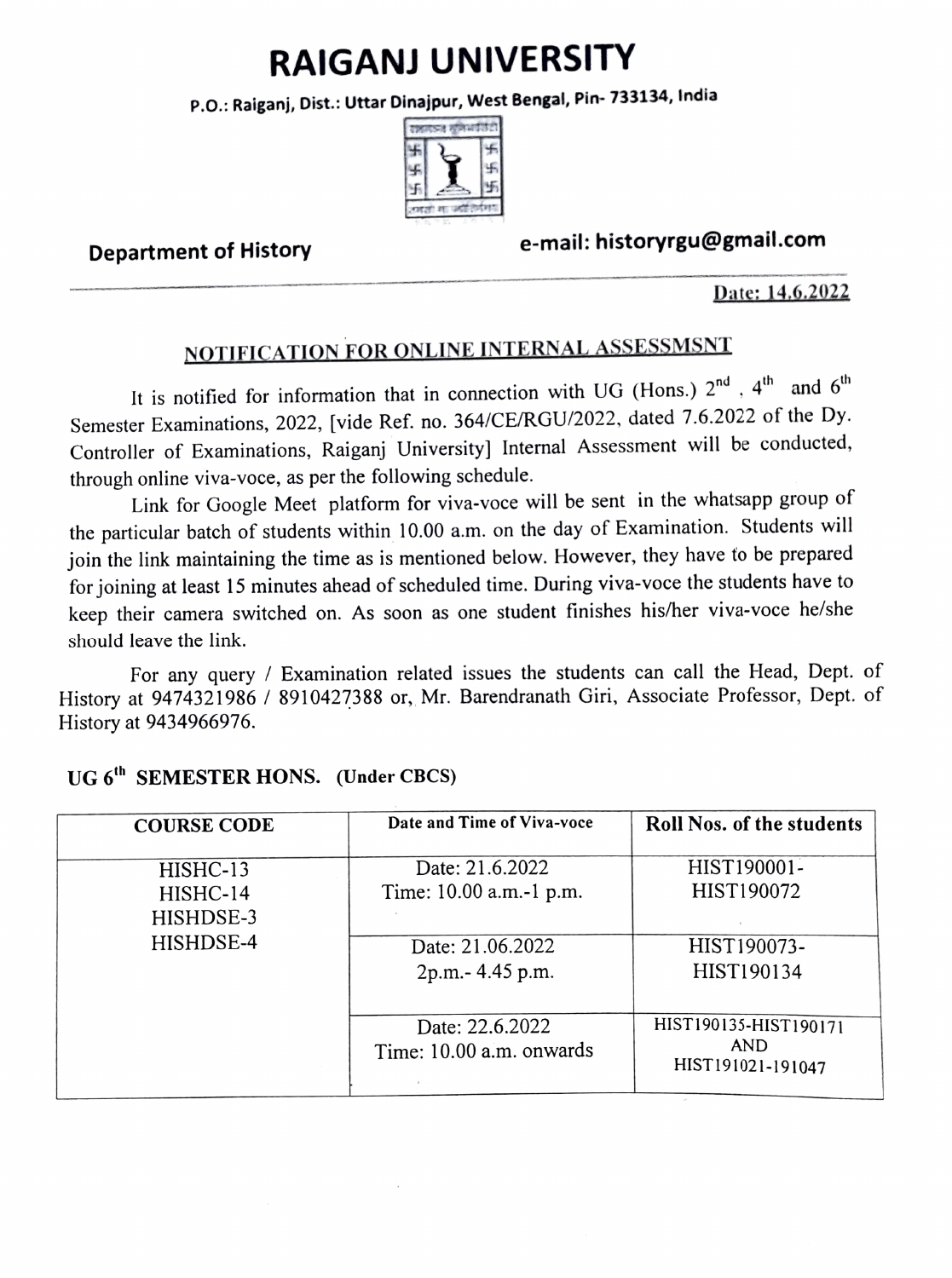# RAIGANJ UNIVERSITY

**P.O.: Raiganj, Dist.: Uttar Dinajpur, West Bengal, Pin- 733134, India**

**Department of History** | **e-mail: historyrgu@gmail.com**

Date: 14.6.2022

## NOTIFICATION FOR ONLINE INTERNAL ASSESSMSNT

It is notified for information that in connection with UG (Hons.) 2nd , 4th and 6th Semester Examinations, 2022, [vide Ref. no. 364/CE/RGU/2022, dated 7.6.2022 of the Dy. Controller of Examinations, Raiganj University] Internal Assessment will be conducted, through online viva-voce, as per the following schedule.

Link for Google Meet platform for viva-voce will be sent in the whatsapp group of the particular batch of students within 10.00 a.m. on the day of Examination. Students will join the link maintaining the time as is mentioned below. However, they have to be prepared for joining at least 15 minutes ahead of scheduled time. During viva-voce the students have to keep their camera switched on. As soon as one student finishes his/her viva-voce he/she should leave the link.

For any query / Examination related issues the students can call the Head, Dept. of History at 9474321986 / 8910427388 or, Mr. Barendranath Giri, Associate Professor, Dept. of History at 9434966976.

### UG 6th SEMESTER HONS. (Under CBCS)

| COURSE CODE | Date and Time of Viva-voce | Roll Nos. of the students |
|---|---|---|
| HISHC-13<br>HISHC-14<br>HISHDSE-3<br>HISHDSE-4 | Date: 21.6.2022<br>Time: 10.00 a.m.-1 p.m. | HIST190001-<br>HIST190072 |
| | Date: 21.06.2022<br>2p.m.- 4.45 p.m. | HIST190073-<br>HIST190134 |
| | Date: 22.6.2022<br>Time: 10.00 a.m. onwards | HIST190135-HIST190171<br>AND<br>HIST191021-191047 |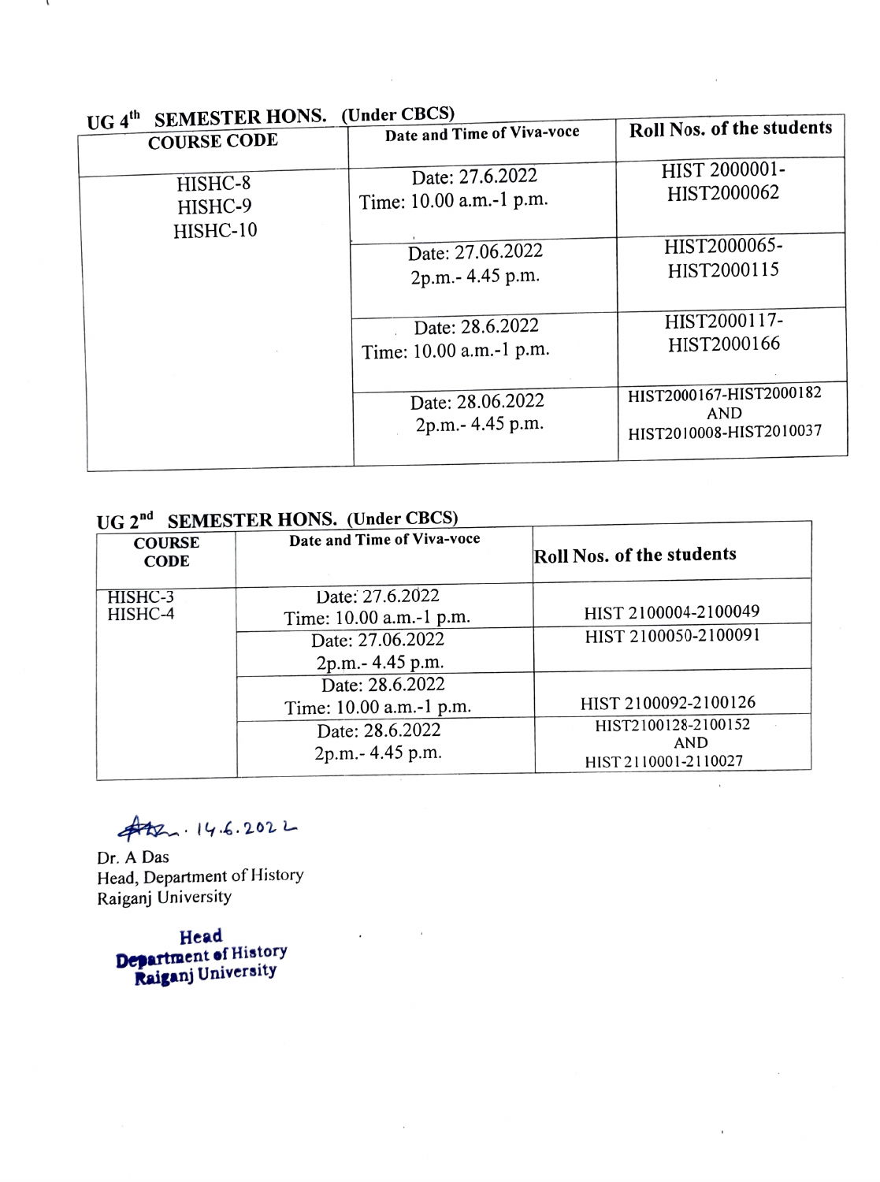## UG 4th SEMESTER HONS. (Under CBCS)

| COURSE CODE | Date and Time of Viva-voce | Roll Nos. of the students |
|---|---|---|
| HISHC-8<br>HISHC-9<br>HISHC-10 | Date: 27.6.2022<br>Time: 10.00 a.m.-1 p.m. | HIST 2000001-HIST2000062 |
| | Date: 27.06.2022<br>2p.m.- 4.45 p.m. | HIST2000065-HIST2000115 |
| | Date: 28.6.2022<br>Time: 10.00 a.m.-1 p.m. | HIST2000117-HIST2000166 |
| | Date: 28.06.2022<br>2p.m.- 4.45 p.m. | HIST2000167-HIST2000182 AND HIST2010008-HIST2010037 |

## UG 2nd SEMESTER HONS. (Under CBCS)

| COURSE CODE | Date and Time of Viva-voce | Roll Nos. of the students |
|---|---|---|
| HISHC-3<br>HISHC-4 | Date: 27.6.2022<br>Time: 10.00 a.m.-1 p.m. | HIST 2100004-2100049 |
| | Date: 27.06.2022<br>2p.m.- 4.45 p.m. | HIST 2100050-2100091 |
| | Date: 28.6.2022<br>Time: 10.00 a.m.-1 p.m. | HIST 2100092-2100126 |
| | Date: 28.6.2022<br>2p.m.- 4.45 p.m. | HIST2100128-2100152 AND HIST 2110001-2110027 |

14.6.2022

Dr. A Das
Head, Department of History
Raiganj University

Head
Department of History
Raiganj University